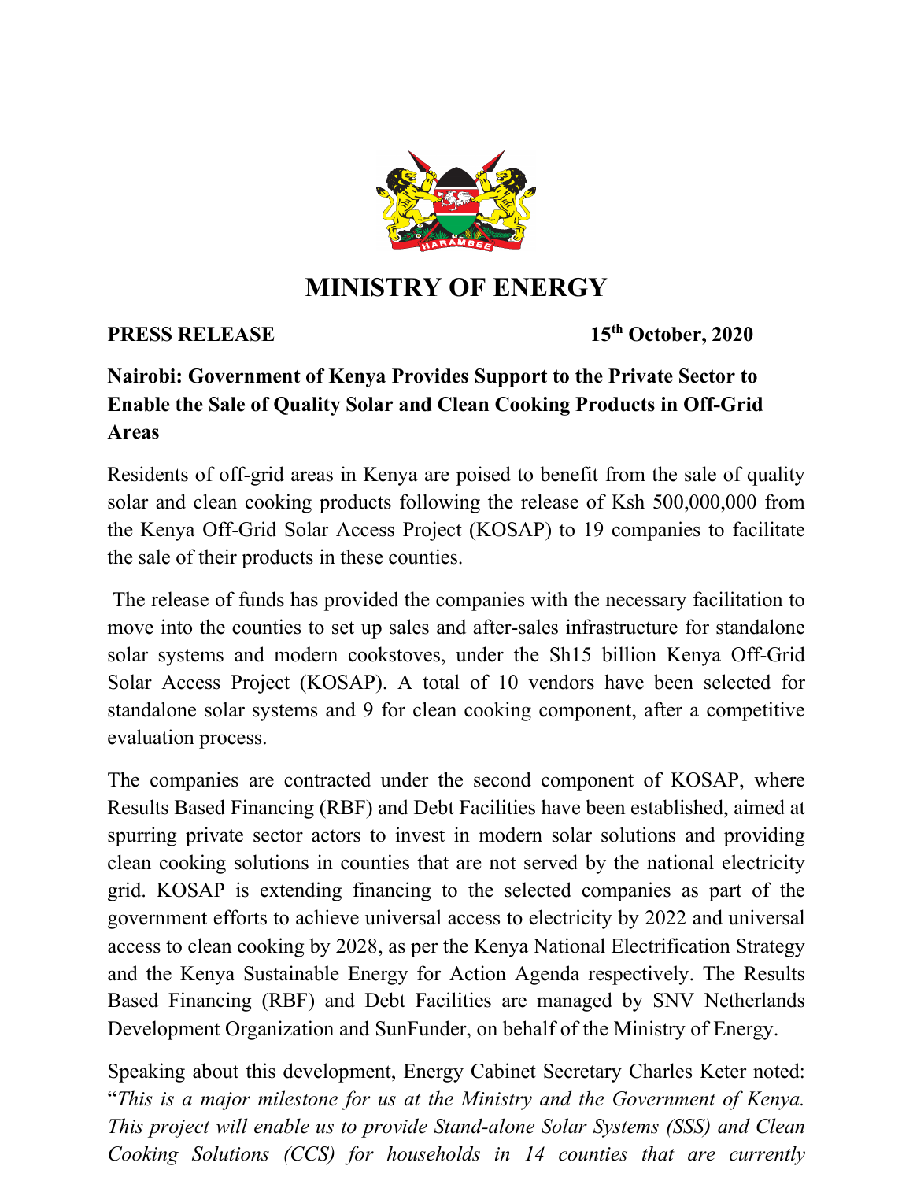# MINISTRY OF ENERGY

**PRESS RELEASE** **15th October, 2020**

**Nairobi: Government of Kenya Provides Support to the Private Sector to Enable the Sale of Quality Solar and Clean Cooking Products in Off-Grid Areas**

Residents of off-grid areas in Kenya are poised to benefit from the sale of quality solar and clean cooking products following the release of Ksh 500,000,000 from the Kenya Off-Grid Solar Access Project (KOSAP) to 19 companies to facilitate the sale of their products in these counties.

The release of funds has provided the companies with the necessary facilitation to move into the counties to set up sales and after-sales infrastructure for standalone solar systems and modern cookstoves, under the Sh15 billion Kenya Off-Grid Solar Access Project (KOSAP). A total of 10 vendors have been selected for standalone solar systems and 9 for clean cooking component, after a competitive evaluation process.

The companies are contracted under the second component of KOSAP, where Results Based Financing (RBF) and Debt Facilities have been established, aimed at spurring private sector actors to invest in modern solar solutions and providing clean cooking solutions in counties that are not served by the national electricity grid. KOSAP is extending financing to the selected companies as part of the government efforts to achieve universal access to electricity by 2022 and universal access to clean cooking by 2028, as per the Kenya National Electrification Strategy and the Kenya Sustainable Energy for Action Agenda respectively. The Results Based Financing (RBF) and Debt Facilities are managed by SNV Netherlands Development Organization and SunFunder, on behalf of the Ministry of Energy.

Speaking about this development, Energy Cabinet Secretary Charles Keter noted: "*This is a major milestone for us at the Ministry and the Government of Kenya. This project will enable us to provide Stand-alone Solar Systems (SSS) and Clean Cooking Solutions (CCS) for households in 14 counties that are currently*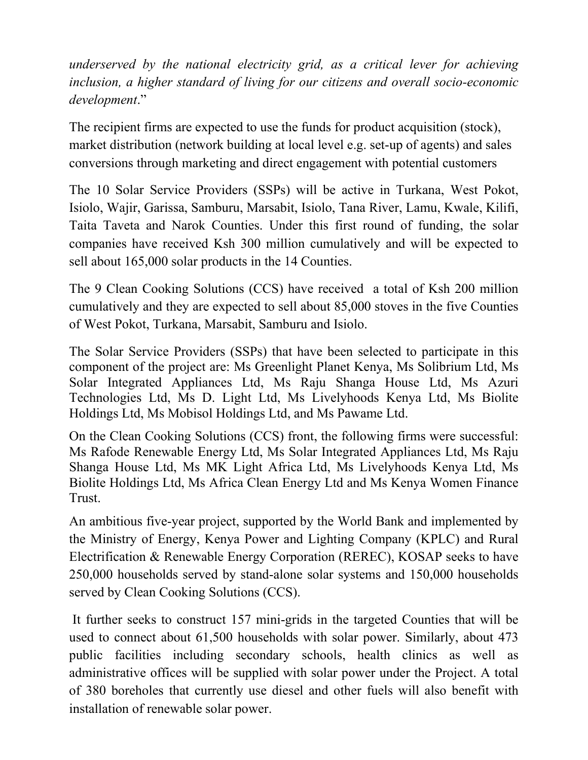*underserved by the national electricity grid, as a critical lever for achieving inclusion, a higher standard of living for our citizens and overall socio-economic development*."

The recipient firms are expected to use the funds for product acquisition (stock), market distribution (network building at local level e.g. set-up of agents) and sales conversions through marketing and direct engagement with potential customers

The 10 Solar Service Providers (SSPs) will be active in Turkana, West Pokot, Isiolo, Wajir, Garissa, Samburu, Marsabit, Isiolo, Tana River, Lamu, Kwale, Kilifi, Taita Taveta and Narok Counties. Under this first round of funding, the solar companies have received Ksh 300 million cumulatively and will be expected to sell about 165,000 solar products in the 14 Counties.

The 9 Clean Cooking Solutions (CCS) have received a total of Ksh 200 million cumulatively and they are expected to sell about 85,000 stoves in the five Counties of West Pokot, Turkana, Marsabit, Samburu and Isiolo.

The Solar Service Providers (SSPs) that have been selected to participate in this component of the project are: Ms Greenlight Planet Kenya, Ms Solibrium Ltd, Ms Solar Integrated Appliances Ltd, Ms Raju Shanga House Ltd, Ms Azuri Technologies Ltd, Ms D. Light Ltd, Ms Livelyhoods Kenya Ltd, Ms Biolite Holdings Ltd, Ms Mobisol Holdings Ltd, and Ms Pawame Ltd.

On the Clean Cooking Solutions (CCS) front, the following firms were successful: Ms Rafode Renewable Energy Ltd, Ms Solar Integrated Appliances Ltd, Ms Raju Shanga House Ltd, Ms MK Light Africa Ltd, Ms Livelyhoods Kenya Ltd, Ms Biolite Holdings Ltd, Ms Africa Clean Energy Ltd and Ms Kenya Women Finance Trust.

An ambitious five-year project, supported by the World Bank and implemented by the Ministry of Energy, Kenya Power and Lighting Company (KPLC) and Rural Electrification & Renewable Energy Corporation (REREC), KOSAP seeks to have 250,000 households served by stand-alone solar systems and 150,000 households served by Clean Cooking Solutions (CCS).

It further seeks to construct 157 mini-grids in the targeted Counties that will be used to connect about 61,500 households with solar power. Similarly, about 473 public facilities including secondary schools, health clinics as well as administrative offices will be supplied with solar power under the Project. A total of 380 boreholes that currently use diesel and other fuels will also benefit with installation of renewable solar power.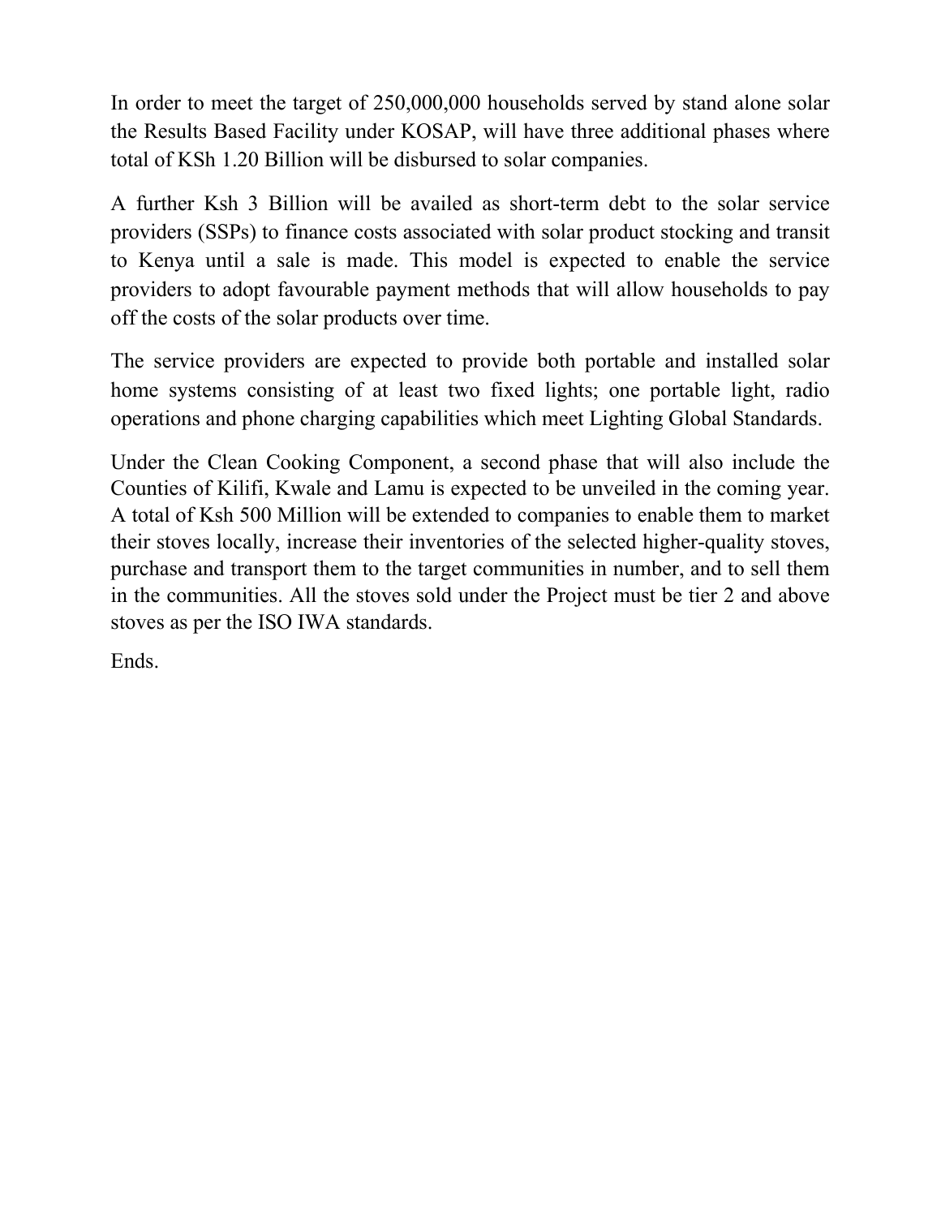In order to meet the target of 250,000,000 households served by stand alone solar the Results Based Facility under KOSAP, will have three additional phases where total of KSh 1.20 Billion will be disbursed to solar companies.

A further Ksh 3 Billion will be availed as short-term debt to the solar service providers (SSPs) to finance costs associated with solar product stocking and transit to Kenya until a sale is made. This model is expected to enable the service providers to adopt favourable payment methods that will allow households to pay off the costs of the solar products over time.

The service providers are expected to provide both portable and installed solar home systems consisting of at least two fixed lights; one portable light, radio operations and phone charging capabilities which meet Lighting Global Standards.

Under the Clean Cooking Component, a second phase that will also include the Counties of Kilifi, Kwale and Lamu is expected to be unveiled in the coming year. A total of Ksh 500 Million will be extended to companies to enable them to market their stoves locally, increase their inventories of the selected higher-quality stoves, purchase and transport them to the target communities in number, and to sell them in the communities. All the stoves sold under the Project must be tier 2 and above stoves as per the ISO IWA standards.

Ends.